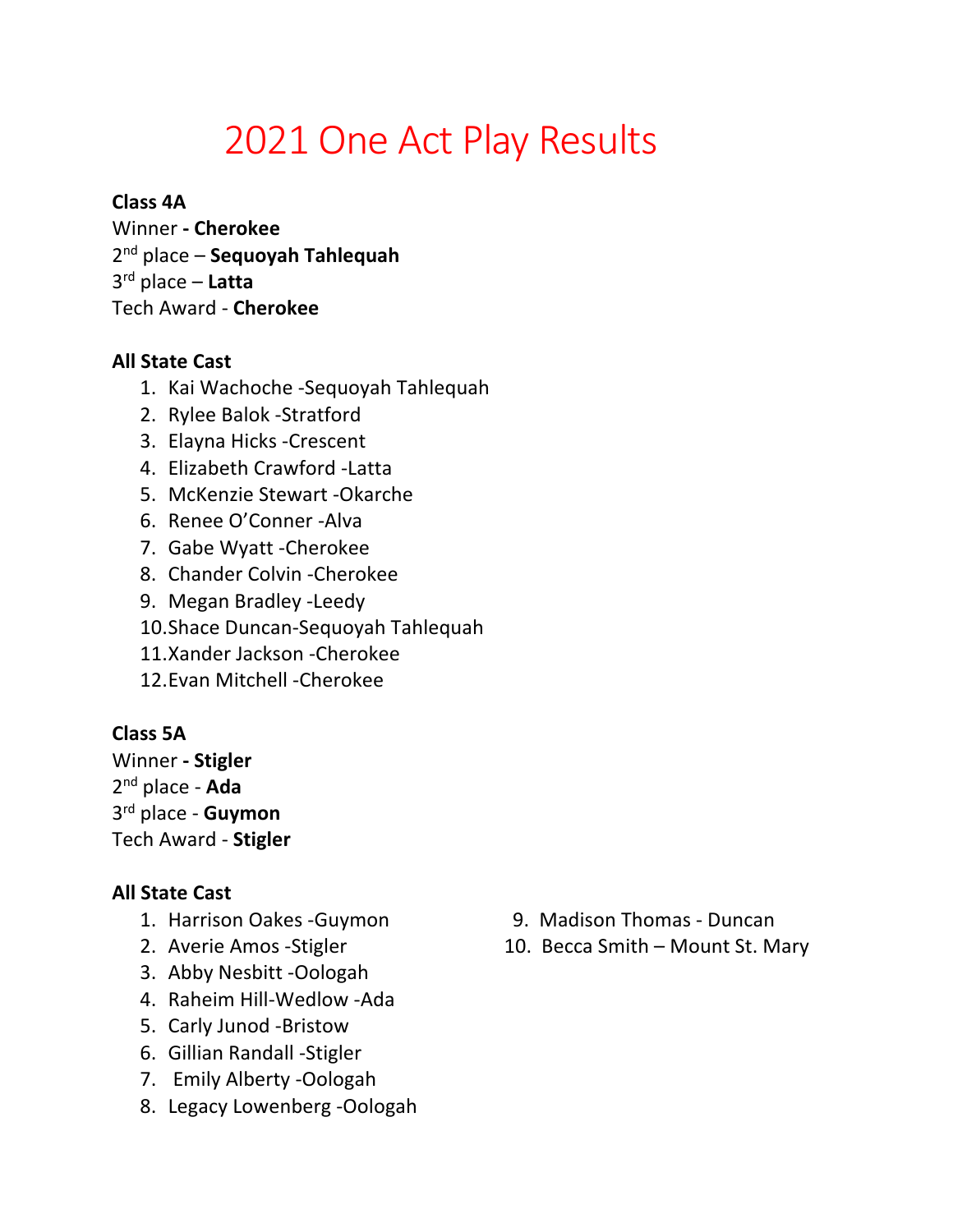# 2021 One Act Play Results

**Class 4A**
Winner **- Cherokee**
2nd place – **Sequoyah Tahlequah**
3rd place – **Latta**
Tech Award - **Cherokee**

**All State Cast**

1. Kai Wachoche -Sequoyah Tahlequah
2. Rylee Balok -Stratford
3. Elayna Hicks -Crescent
4. Elizabeth Crawford -Latta
5. McKenzie Stewart -Okarche
6. Renee O'Conner -Alva
7. Gabe Wyatt -Cherokee
8. Chander Colvin -Cherokee
9. Megan Bradley -Leedy
10. Shace Duncan-Sequoyah Tahlequah
11. Xander Jackson -Cherokee
12. Evan Mitchell -Cherokee

**Class 5A**
Winner **- Stigler**
2nd place - **Ada**
3rd place - **Guymon**
Tech Award - **Stigler**

**All State Cast**

1. Harrison Oakes -Guymon
2. Averie Amos -Stigler
3. Abby Nesbitt -Oologah
4. Raheim Hill-Wedlow -Ada
5. Carly Junod -Bristow
6. Gillian Randall -Stigler
7. Emily Alberty -Oologah
8. Legacy Lowenberg -Oologah
9. Madison Thomas - Duncan
10. Becca Smith – Mount St. Mary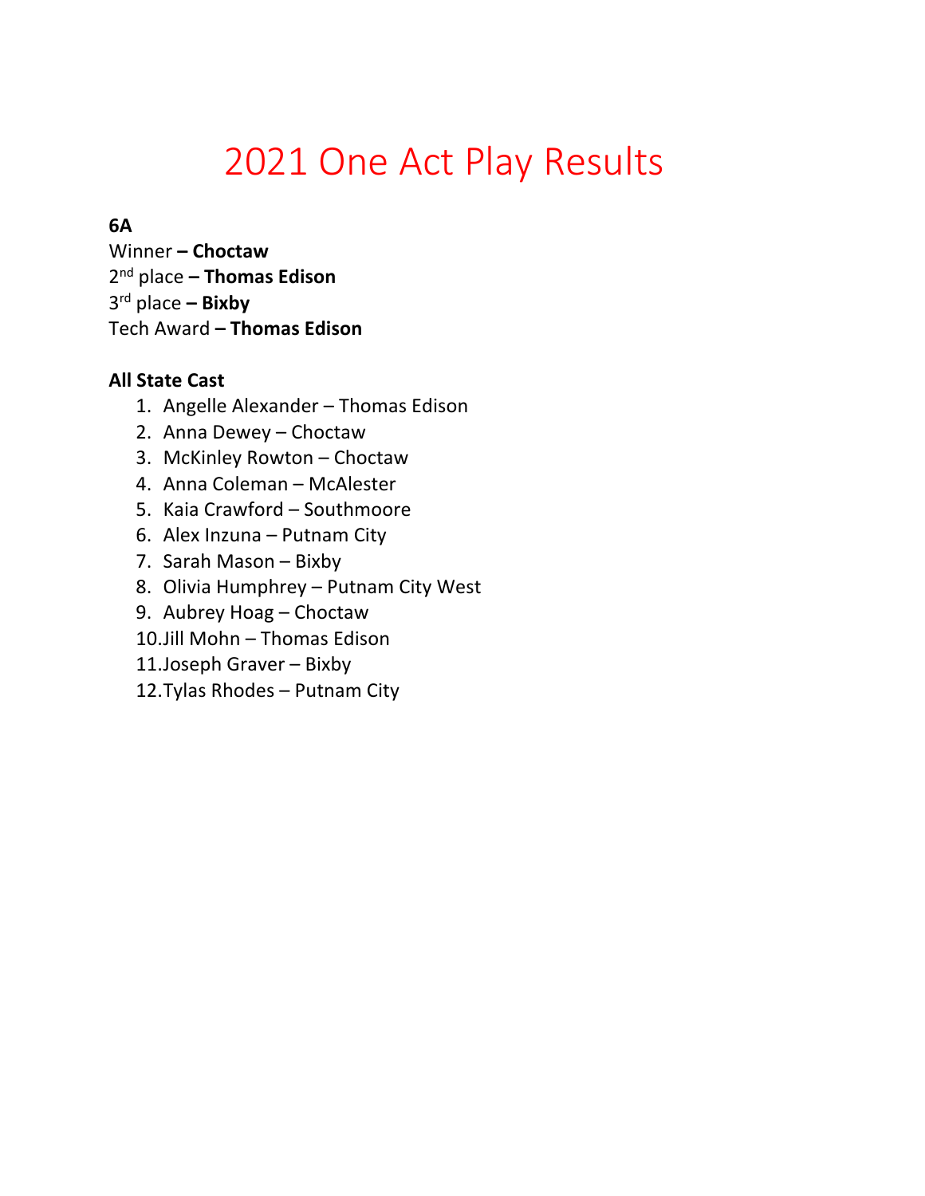# 2021 One Act Play Results

**6A**

Winner **– Choctaw**
2nd place **– Thomas Edison**
3rd place **– Bixby**
Tech Award **– Thomas Edison**

**All State Cast**

1. Angelle Alexander – Thomas Edison
2. Anna Dewey – Choctaw
3. McKinley Rowton – Choctaw
4. Anna Coleman – McAlester
5. Kaia Crawford – Southmoore
6. Alex Inzuna – Putnam City
7. Sarah Mason – Bixby
8. Olivia Humphrey – Putnam City West
9. Aubrey Hoag – Choctaw
10. Jill Mohn – Thomas Edison
11. Joseph Graver – Bixby
12. Tylas Rhodes – Putnam City